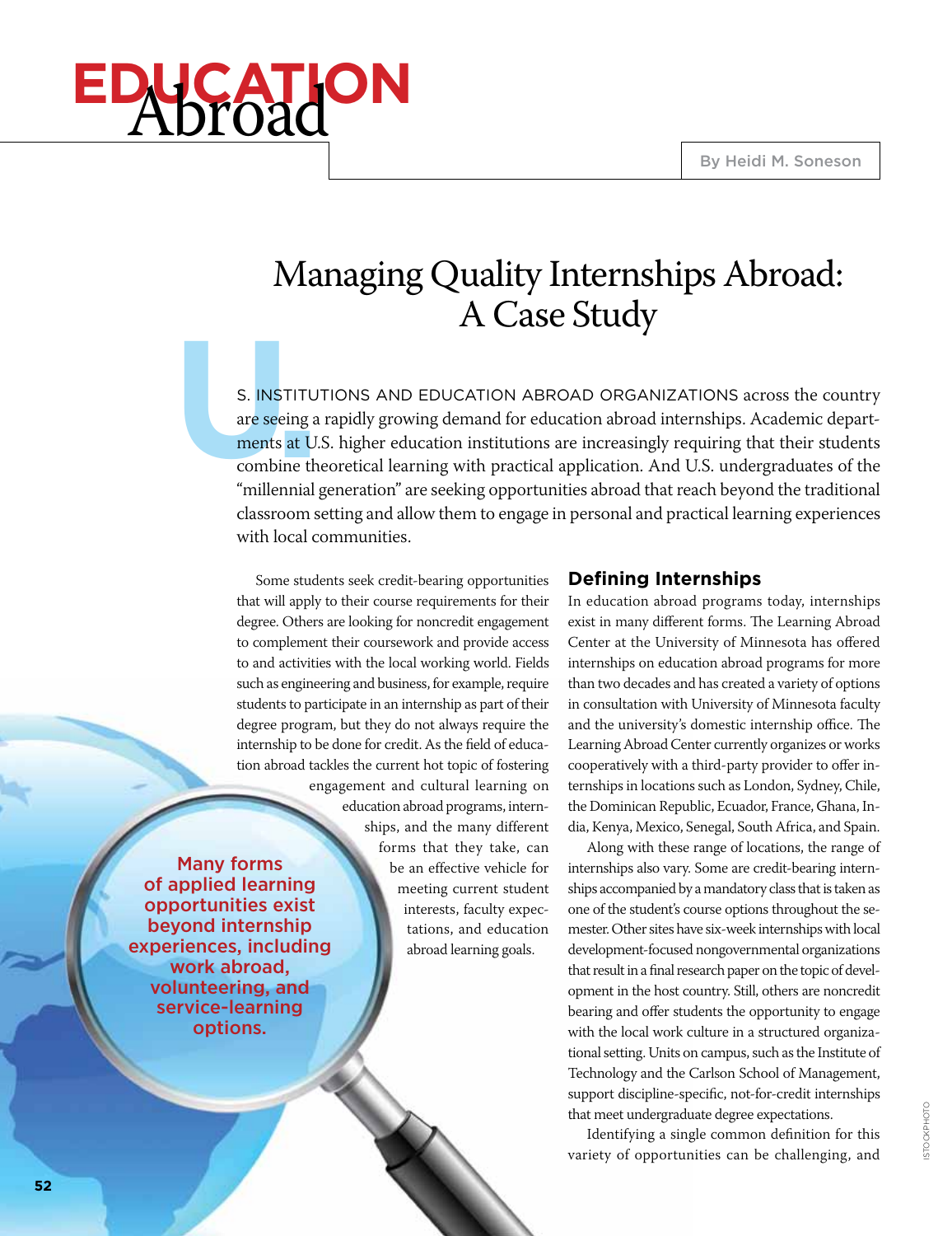# Managing Quality Internships Abroad: A Case Study

By Heidi M. Soneson

U.S. INSTITUTIONS AND EDUCATION ABROAD ORGANIZATIONS across the country are seeing a rapidly growing demand for education abroad internships. Academic departments at U.S. higher education institutions are increasingly requiring that their students combine theoretical learning with practical application. And U.S. undergraduates of the "millennial generation" are seeking opportunities abroad that reach beyond the traditional classroom setting and allow them to engage in personal and practical learning experiences with local communities.

Some students seek credit-bearing opportunities that will apply to their course requirements for their degree. Others are looking for noncredit engagement to complement their coursework and provide access to and activities with the local working world. Fields such as engineering and business, for example, require students to participate in an internship as part of their degree program, but they do not always require the internship to be done for credit. As the field of education abroad tackles the current hot topic of fostering engagement and cultural learning on education abroad programs, internships, and the many different forms that they take, can be an effective vehicle for meeting current student interests, faculty expectations, and education abroad learning goals.

**Many forms of applied learning opportunities exist beyond internship experiences, including work abroad, volunteering, and service-learning options.**

## Defining Internships

In education abroad programs today, internships exist in many different forms. The Learning Abroad Center at the University of Minnesota has offered internships on education abroad programs for more than two decades and has created a variety of options in consultation with University of Minnesota faculty and the university's domestic internship office. The Learning Abroad Center currently organizes or works cooperatively with a third-party provider to offer internships in locations such as London, Sydney, Chile, the Dominican Republic, Ecuador, France, Ghana, India, Kenya, Mexico, Senegal, South Africa, and Spain.

Along with these range of locations, the range of internships also vary. Some are credit-bearing internships accompanied by a mandatory class that is taken as one of the student's course options throughout the semester. Other sites have six-week internships with local development-focused nongovernmental organizations that result in a final research paper on the topic of development in the host country. Still, others are noncredit bearing and offer students the opportunity to engage with the local work culture in a structured organizational setting. Units on campus, such as the Institute of Technology and the Carlson School of Management, support discipline-specific, not-for-credit internships that meet undergraduate degree expectations.

Identifying a single common definition for this variety of opportunities can be challenging, and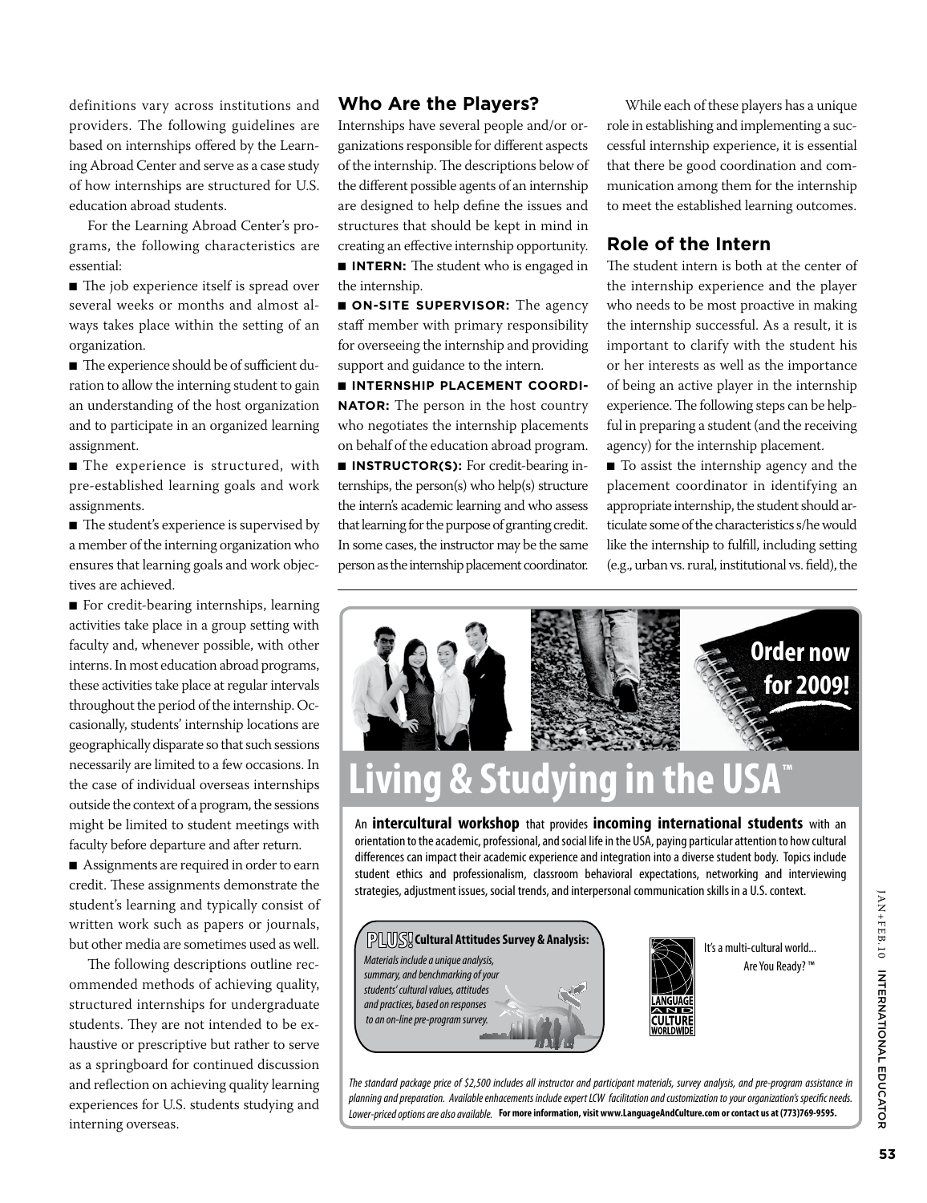definitions vary across institutions and providers. The following guidelines are based on internships offered by the Learning Abroad Center and serve as a case study of how internships are structured for U.S. education abroad students.

For the Learning Abroad Center's programs, the following characteristics are essential:

- The job experience itself is spread over several weeks or months and almost always takes place within the setting of an organization.
- The experience should be of sufficient duration to allow the interning student to gain an understanding of the host organization and to participate in an organized learning assignment.
- The experience is structured, with pre-established learning goals and work assignments.
- The student's experience is supervised by a member of the interning organization who ensures that learning goals and work objectives are achieved.
- For credit-bearing internships, learning activities take place in a group setting with faculty and, whenever possible, with other interns. In most education abroad programs, these activities take place at regular intervals throughout the period of the internship. Occasionally, students' internship locations are geographically disparate so that such sessions necessarily are limited to a few occasions. In the case of individual overseas internships outside the context of a program, the sessions might be limited to student meetings with faculty before departure and after return.
- Assignments are required in order to earn credit. These assignments demonstrate the student's learning and typically consist of written work such as papers or journals, but other media are sometimes used as well.

The following descriptions outline recommended methods of achieving quality, structured internships for undergraduate students. They are not intended to be exhaustive or prescriptive but rather to serve as a springboard for continued discussion and reflection on achieving quality learning experiences for U.S. students studying and interning overseas.

## Who Are the Players?

Internships have several people and/or organizations responsible for different aspects of the internship. The descriptions below of the different possible agents of an internship are designed to help define the issues and structures that should be kept in mind in creating an effective internship opportunity.

- **INTERN:** The student who is engaged in the internship.
- **ON-SITE SUPERVISOR:** The agency staff member with primary responsibility for overseeing the internship and providing support and guidance to the intern.
- **INTERNSHIP PLACEMENT COORDINATOR:** The person in the host country who negotiates the internship placements on behalf of the education abroad program.
- **INSTRUCTOR(S):** For credit-bearing internships, the person(s) who help(s) structure the intern's academic learning and who assess that learning for the purpose of granting credit. In some cases, the instructor may be the same person as the internship placement coordinator.

While each of these players has a unique role in establishing and implementing a successful internship experience, it is essential that there be good coordination and communication among them for the internship to meet the established learning outcomes.

## Role of the Intern

The student intern is both at the center of the internship experience and the player who needs to be most proactive in making the internship successful. As a result, it is important to clarify with the student his or her interests as well as the importance of being an active player in the internship experience. The following steps can be helpful in preparing a student (and the receiving agency) for the internship placement.

- To assist the internship agency and the placement coordinator in identifying an appropriate internship, the student should articulate some of the characteristics s/he would like the internship to fulfill, including setting (e.g., urban vs. rural, institutional vs. field), the

---

**Order now for 2009!**

# Living & Studying in the USA™

An **intercultural workshop** that provides **incoming international students** with an orientation to the academic, professional, and social life in the USA, paying particular attention to how cultural differences can impact their academic experience and integration into a diverse student body. Topics include student ethics and professionalism, classroom behavioral expectations, networking and interviewing strategies, adjustment issues, social trends, and interpersonal communication skills in a U.S. context.

**PLUS! Cultural Attitudes Survey & Analysis:** *Materials include a unique analysis, summary, and benchmarking of your students' cultural values, attitudes and practices, based on responses to an on-line pre-program survey.*

LANGUAGE AND CULTURE WORLDWIDE

It's a multi-cultural world... Are You Ready? ™

*The standard package price of $2,500 includes all instructor and participant materials, survey analysis, and pre-program assistance in planning and preparation. Available enhancements include expert LCW facilitation and customization to your organization's specific needs. Lower-priced options are also available.* **For more information, visit www.LanguageAndCulture.com or contact us at (773)769-9595.**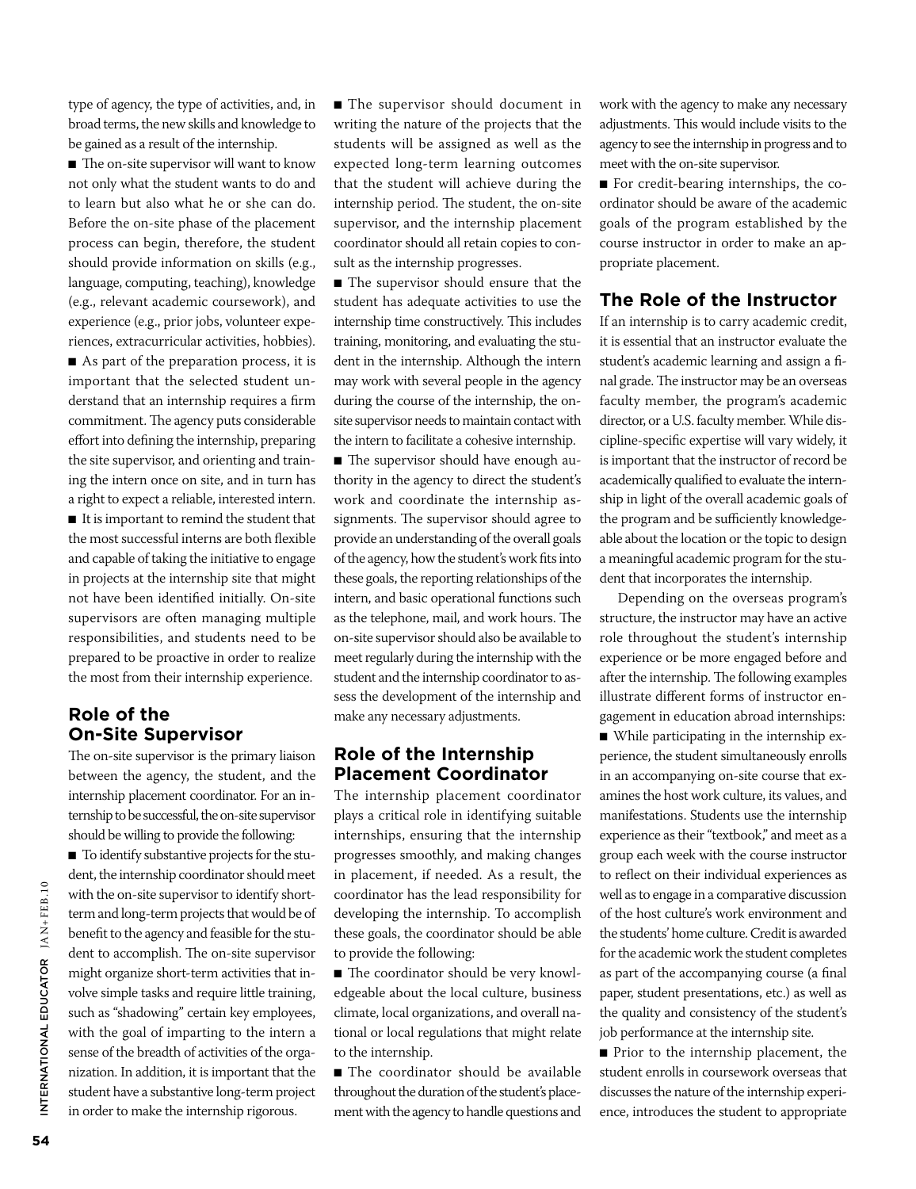type of agency, the type of activities, and, in broad terms, the new skills and knowledge to be gained as a result of the internship.

- The on-site supervisor will want to know not only what the student wants to do and to learn but also what he or she can do. Before the on-site phase of the placement process can begin, therefore, the student should provide information on skills (e.g., language, computing, teaching), knowledge (e.g., relevant academic coursework), and experience (e.g., prior jobs, volunteer experiences, extracurricular activities, hobbies).
- As part of the preparation process, it is important that the selected student understand that an internship requires a firm commitment. The agency puts considerable effort into defining the internship, preparing the site supervisor, and orienting and training the intern once on site, and in turn has a right to expect a reliable, interested intern.
- It is important to remind the student that the most successful interns are both flexible and capable of taking the initiative to engage in projects at the internship site that might not have been identified initially. On-site supervisors are often managing multiple responsibilities, and students need to be prepared to be proactive in order to realize the most from their internship experience.

## Role of the On-Site Supervisor

The on-site supervisor is the primary liaison between the agency, the student, and the internship placement coordinator. For an internship to be successful, the on-site supervisor should be willing to provide the following:

- To identify substantive projects for the student, the internship coordinator should meet with the on-site supervisor to identify short-term and long-term projects that would be of benefit to the agency and feasible for the student to accomplish. The on-site supervisor might organize short-term activities that involve simple tasks and require little training, such as "shadowing" certain key employees, with the goal of imparting to the intern a sense of the breadth of activities of the organization. In addition, it is important that the student have a substantive long-term project in order to make the internship rigorous.
- The supervisor should document in writing the nature of the projects that the students will be assigned as well as the expected long-term learning outcomes that the student will achieve during the internship period. The student, the on-site supervisor, and the internship placement coordinator should all retain copies to consult as the internship progresses.
- The supervisor should ensure that the student has adequate activities to use the internship time constructively. This includes training, monitoring, and evaluating the student in the internship. Although the intern may work with several people in the agency during the course of the internship, the on-site supervisor needs to maintain contact with the intern to facilitate a cohesive internship.
- The supervisor should have enough authority in the agency to direct the student's work and coordinate the internship assignments. The supervisor should agree to provide an understanding of the overall goals of the agency, how the student's work fits into these goals, the reporting relationships of the intern, and basic operational functions such as the telephone, mail, and work hours. The on-site supervisor should also be available to meet regularly during the internship with the student and the internship coordinator to assess the development of the internship and make any necessary adjustments.

## Role of the Internship Placement Coordinator

The internship placement coordinator plays a critical role in identifying suitable internships, ensuring that the internship progresses smoothly, and making changes in placement, if needed. As a result, the coordinator has the lead responsibility for developing the internship. To accomplish these goals, the coordinator should be able to provide the following:

- The coordinator should be very knowledgeable about the local culture, business climate, local organizations, and overall national or local regulations that might relate to the internship.
- The coordinator should be available throughout the duration of the student's placement with the agency to handle questions and work with the agency to make any necessary adjustments. This would include visits to the agency to see the internship in progress and to meet with the on-site supervisor.
- For credit-bearing internships, the coordinator should be aware of the academic goals of the program established by the course instructor in order to make an appropriate placement.

## The Role of the Instructor

If an internship is to carry academic credit, it is essential that an instructor evaluate the student's academic learning and assign a final grade. The instructor may be an overseas faculty member, the program's academic director, or a U.S. faculty member. While discipline-specific expertise will vary widely, it is important that the instructor of record be academically qualified to evaluate the internship in light of the overall academic goals of the program and be sufficiently knowledgeable about the location or the topic to design a meaningful academic program for the student that incorporates the internship.

Depending on the overseas program's structure, the instructor may have an active role throughout the student's internship experience or be more engaged before and after the internship. The following examples illustrate different forms of instructor engagement in education abroad internships:

- While participating in the internship experience, the student simultaneously enrolls in an accompanying on-site course that examines the host work culture, its values, and manifestations. Students use the internship experience as their "textbook," and meet as a group each week with the course instructor to reflect on their individual experiences as well as to engage in a comparative discussion of the host culture's work environment and the students' home culture. Credit is awarded for the academic work the student completes as part of the accompanying course (a final paper, student presentations, etc.) as well as the quality and consistency of the student's job performance at the internship site.
- Prior to the internship placement, the student enrolls in coursework overseas that discusses the nature of the internship experience, introduces the student to appropriate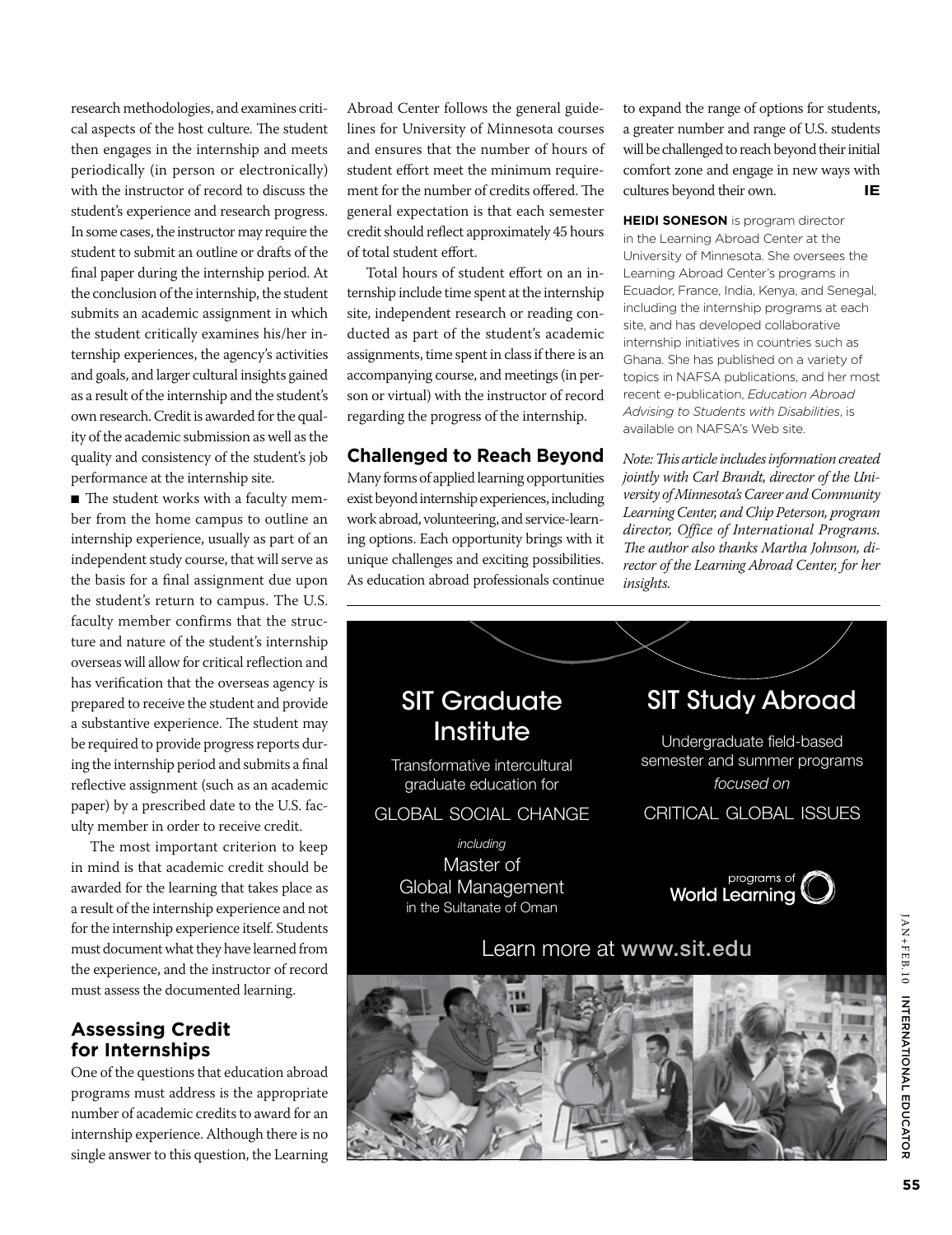research methodologies, and examines critical aspects of the host culture. The student then engages in the internship and meets periodically (in person or electronically) with the instructor of record to discuss the student's experience and research progress. In some cases, the instructor may require the student to submit an outline or drafts of the final paper during the internship period. At the conclusion of the internship, the student submits an academic assignment in which the student critically examines his/her internship experiences, the agency's activities and goals, and larger cultural insights gained as a result of the internship and the student's own research. Credit is awarded for the quality of the academic submission as well as the quality and consistency of the student's job performance at the internship site.

- The student works with a faculty member from the home campus to outline an internship experience, usually as part of an independent study course, that will serve as the basis for a final assignment due upon the student's return to campus. The U.S. faculty member confirms that the structure and nature of the student's internship overseas will allow for critical reflection and has verification that the overseas agency is prepared to receive the student and provide a substantive experience. The student may be required to provide progress reports during the internship period and submits a final reflective assignment (such as an academic paper) by a prescribed date to the U.S. faculty member in order to receive credit.

The most important criterion to keep in mind is that academic credit should be awarded for the learning that takes place as a result of the internship experience and not for the internship experience itself. Students must document what they have learned from the experience, and the instructor of record must assess the documented learning.

## Assessing Credit for Internships

One of the questions that education abroad programs must address is the appropriate number of academic credits to award for an internship experience. Although there is no single answer to this question, the Learning Abroad Center follows the general guidelines for University of Minnesota courses and ensures that the number of hours of student effort meet the minimum requirement for the number of credits offered. The general expectation is that each semester credit should reflect approximately 45 hours of total student effort.

Total hours of student effort on an internship include time spent at the internship site, independent research or reading conducted as part of the student's academic assignments, time spent in class if there is an accompanying course, and meetings (in person or virtual) with the instructor of record regarding the progress of the internship.

## Challenged to Reach Beyond

Many forms of applied learning opportunities exist beyond internship experiences, including work abroad, volunteering, and service-learning options. Each opportunity brings with it unique challenges and exciting possibilities. As education abroad professionals continue to expand the range of options for students, a greater number and range of U.S. students will be challenged to reach beyond their initial comfort zone and engage in new ways with cultures beyond their own. **IE**

**HEIDI SONESON** is program director in the Learning Abroad Center at the University of Minnesota. She oversees the Learning Abroad Center's programs in Ecuador, France, India, Kenya, and Senegal, including the internship programs at each site, and has developed collaborative internship initiatives in countries such as Ghana. She has published on a variety of topics in NAFSA publications, and her most recent e-publication, *Education Abroad Advising to Students with Disabilities*, is available on NAFSA's Web site.

*Note: This article includes information created jointly with Carl Brandt, director of the University of Minnesota's Career and Community Learning Center, and Chip Peterson, program director, Office of International Programs. The author also thanks Martha Johnson, director of the Learning Abroad Center, for her insights.*

SIT Graduate Institute

Transformative intercultural graduate education for

GLOBAL SOCIAL CHANGE

*including*

Master of Global Management in the Sultanate of Oman

SIT Study Abroad

Undergraduate field-based semester and summer programs *focused on*

CRITICAL GLOBAL ISSUES

programs of World Learning

Learn more at **www.sit.edu**